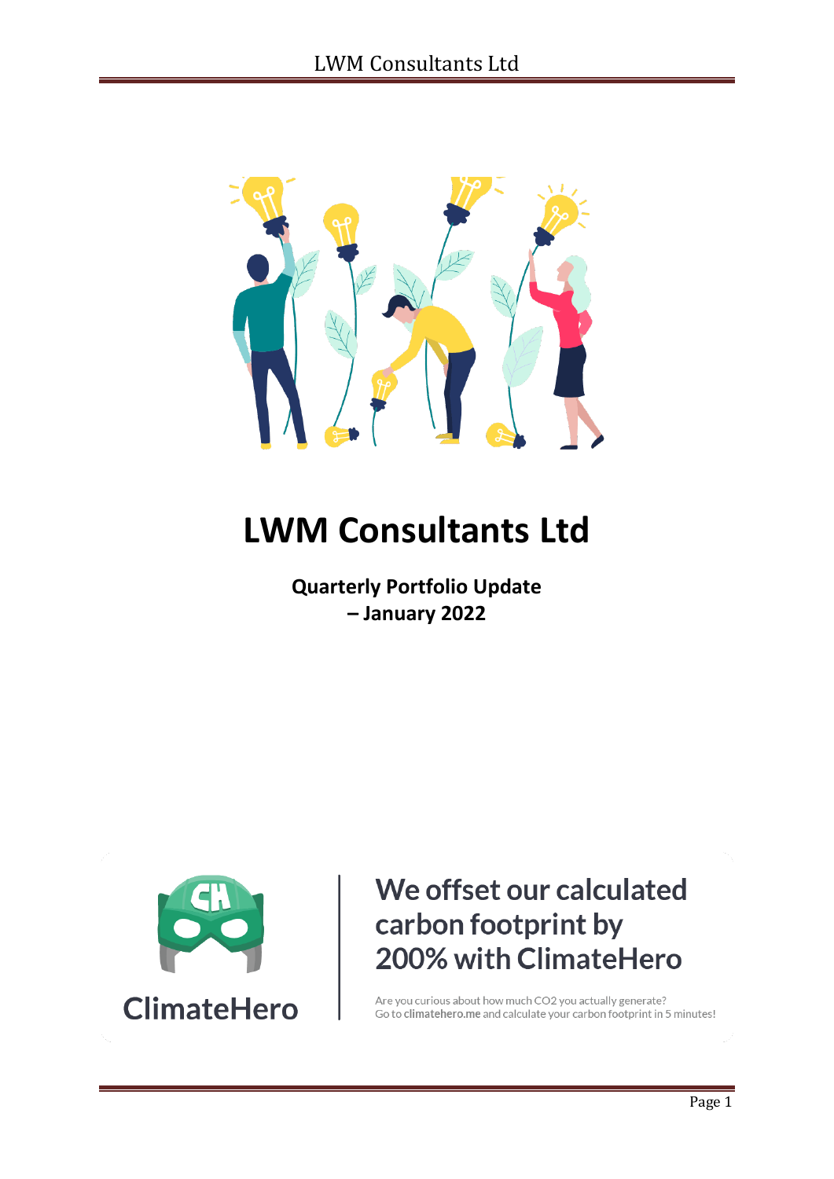# LWM Consultants Ltd

**Quarterly Portfolio Update – January 2022**

ClimateHero

We offset our calculated carbon footprint by 200% with ClimateHero

Are you curious about how much CO2 you actually generate?
Go to **climatehero.me** and calculate your carbon footprint in 5 minutes!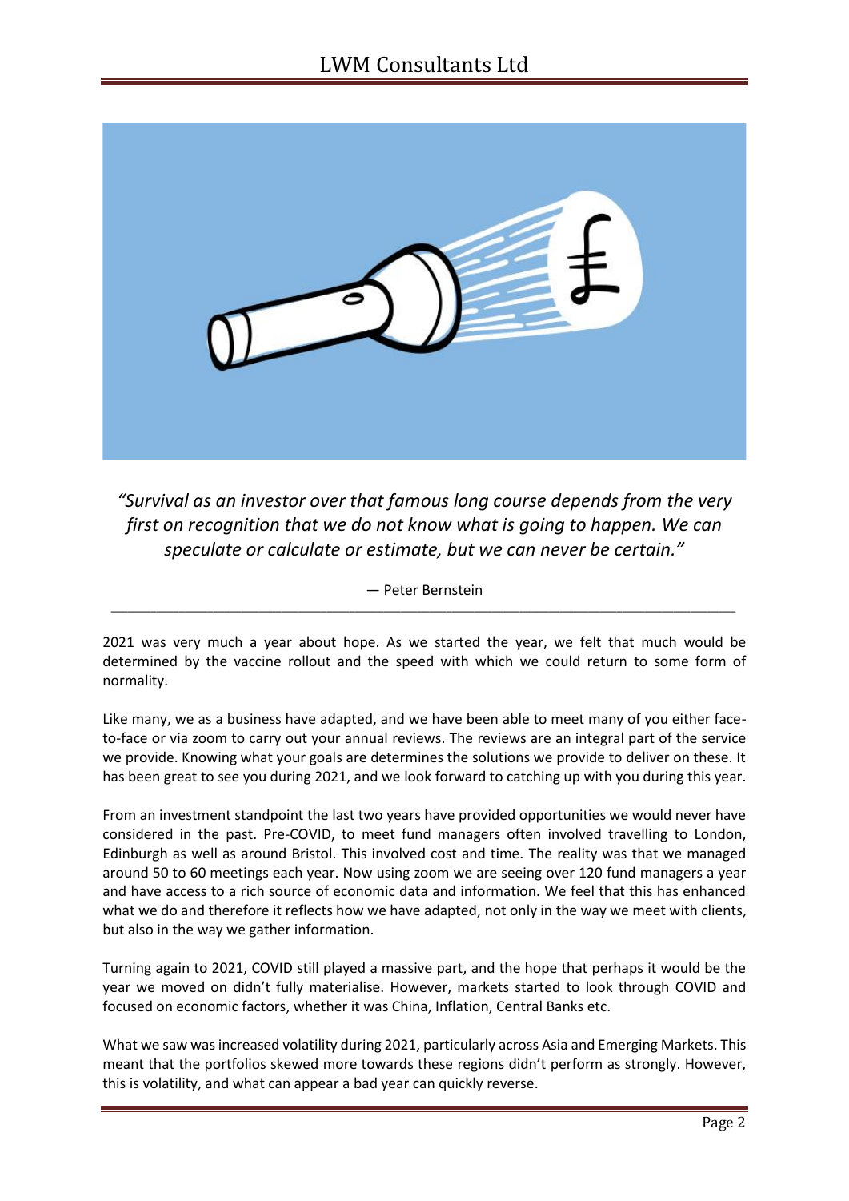*"Survival as an investor over that famous long course depends from the very first on recognition that we do not know what is going to happen. We can speculate or calculate or estimate, but we can never be certain."*

— Peter Bernstein

---

2021 was very much a year about hope. As we started the year, we felt that much would be determined by the vaccine rollout and the speed with which we could return to some form of normality.

Like many, we as a business have adapted, and we have been able to meet many of you either face-to-face or via zoom to carry out your annual reviews. The reviews are an integral part of the service we provide. Knowing what your goals are determines the solutions we provide to deliver on these. It has been great to see you during 2021, and we look forward to catching up with you during this year.

From an investment standpoint the last two years have provided opportunities we would never have considered in the past. Pre-COVID, to meet fund managers often involved travelling to London, Edinburgh as well as around Bristol. This involved cost and time. The reality was that we managed around 50 to 60 meetings each year. Now using zoom we are seeing over 120 fund managers a year and have access to a rich source of economic data and information. We feel that this has enhanced what we do and therefore it reflects how we have adapted, not only in the way we meet with clients, but also in the way we gather information.

Turning again to 2021, COVID still played a massive part, and the hope that perhaps it would be the year we moved on didn't fully materialise. However, markets started to look through COVID and focused on economic factors, whether it was China, Inflation, Central Banks etc.

What we saw was increased volatility during 2021, particularly across Asia and Emerging Markets. This meant that the portfolios skewed more towards these regions didn't perform as strongly. However, this is volatility, and what can appear a bad year can quickly reverse.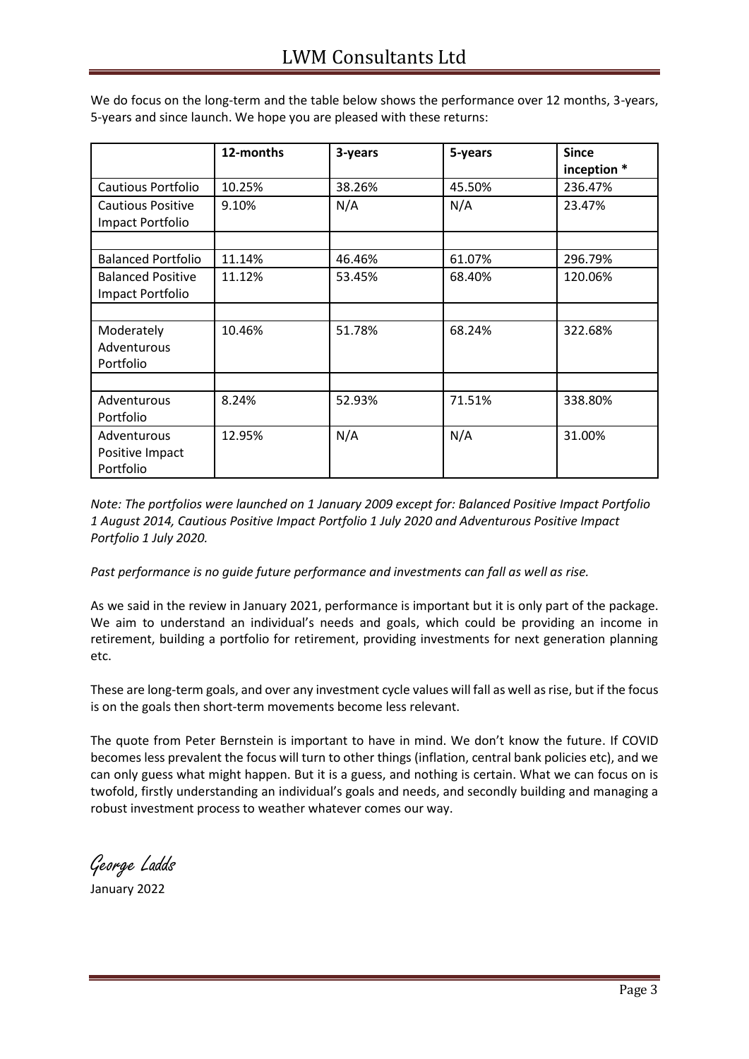We do focus on the long-term and the table below shows the performance over 12 months, 3-years, 5-years and since launch. We hope you are pleased with these returns:

| | 12-months | 3-years | 5-years | Since inception * |
|---|---|---|---|---|
| Cautious Portfolio | 10.25% | 38.26% | 45.50% | 236.47% |
| Cautious Positive Impact Portfolio | 9.10% | N/A | N/A | 23.47% |
| | | | | |
| Balanced Portfolio | 11.14% | 46.46% | 61.07% | 296.79% |
| Balanced Positive Impact Portfolio | 11.12% | 53.45% | 68.40% | 120.06% |
| | | | | |
| Moderately Adventurous Portfolio | 10.46% | 51.78% | 68.24% | 322.68% |
| | | | | |
| Adventurous Portfolio | 8.24% | 52.93% | 71.51% | 338.80% |
| Adventurous Positive Impact Portfolio | 12.95% | N/A | N/A | 31.00% |

*Note: The portfolios were launched on 1 January 2009 except for: Balanced Positive Impact Portfolio 1 August 2014, Cautious Positive Impact Portfolio 1 July 2020 and Adventurous Positive Impact Portfolio 1 July 2020.*

*Past performance is no guide future performance and investments can fall as well as rise.*

As we said in the review in January 2021, performance is important but it is only part of the package. We aim to understand an individual's needs and goals, which could be providing an income in retirement, building a portfolio for retirement, providing investments for next generation planning etc.

These are long-term goals, and over any investment cycle values will fall as well as rise, but if the focus is on the goals then short-term movements become less relevant.

The quote from Peter Bernstein is important to have in mind. We don't know the future. If COVID becomes less prevalent the focus will turn to other things (inflation, central bank policies etc), and we can only guess what might happen. But it is a guess, and nothing is certain. What we can focus on is twofold, firstly understanding an individual's goals and needs, and secondly building and managing a robust investment process to weather whatever comes our way.

George Ladds

January 2022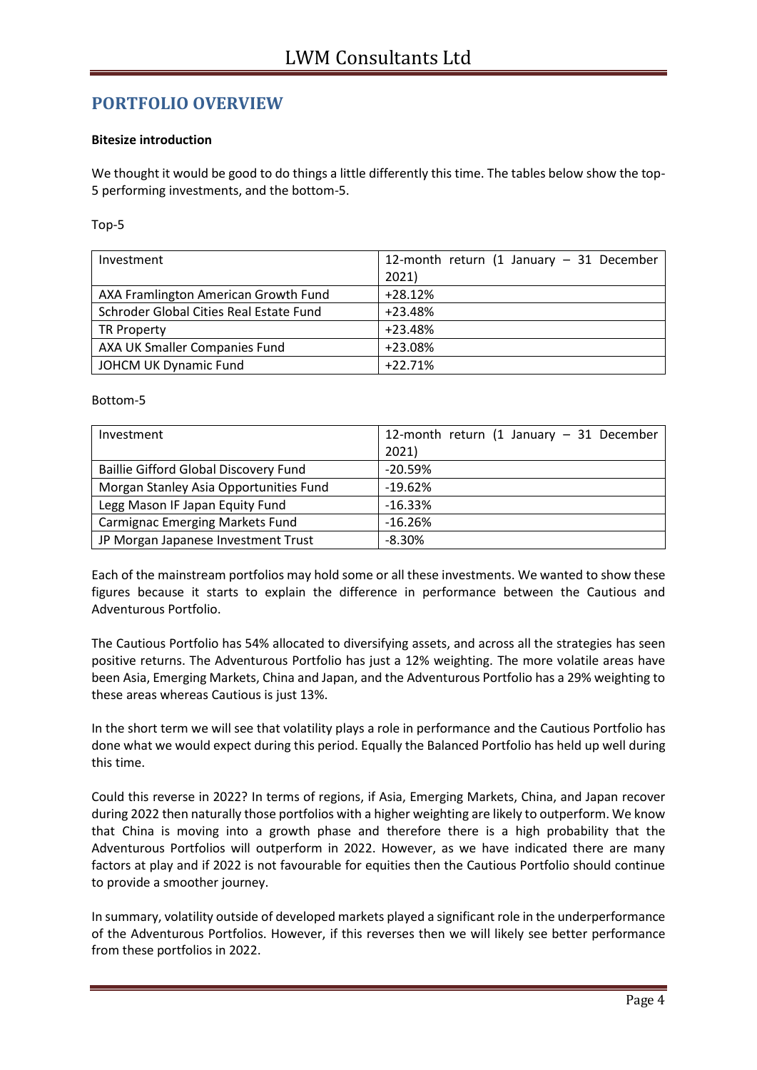## PORTFOLIO OVERVIEW

**Bitesize introduction**

We thought it would be good to do things a little differently this time. The tables below show the top-5 performing investments, and the bottom-5.

Top-5

| Investment | 12-month return (1 January – 31 December 2021) |
|---|---|
| AXA Framlington American Growth Fund | +28.12% |
| Schroder Global Cities Real Estate Fund | +23.48% |
| TR Property | +23.48% |
| AXA UK Smaller Companies Fund | +23.08% |
| JOHCM UK Dynamic Fund | +22.71% |

Bottom-5

| Investment | 12-month return (1 January – 31 December 2021) |
|---|---|
| Baillie Gifford Global Discovery Fund | -20.59% |
| Morgan Stanley Asia Opportunities Fund | -19.62% |
| Legg Mason IF Japan Equity Fund | -16.33% |
| Carmignac Emerging Markets Fund | -16.26% |
| JP Morgan Japanese Investment Trust | -8.30% |

Each of the mainstream portfolios may hold some or all these investments. We wanted to show these figures because it starts to explain the difference in performance between the Cautious and Adventurous Portfolio.

The Cautious Portfolio has 54% allocated to diversifying assets, and across all the strategies has seen positive returns. The Adventurous Portfolio has just a 12% weighting. The more volatile areas have been Asia, Emerging Markets, China and Japan, and the Adventurous Portfolio has a 29% weighting to these areas whereas Cautious is just 13%.

In the short term we will see that volatility plays a role in performance and the Cautious Portfolio has done what we would expect during this period. Equally the Balanced Portfolio has held up well during this time.

Could this reverse in 2022? In terms of regions, if Asia, Emerging Markets, China, and Japan recover during 2022 then naturally those portfolios with a higher weighting are likely to outperform. We know that China is moving into a growth phase and therefore there is a high probability that the Adventurous Portfolios will outperform in 2022. However, as we have indicated there are many factors at play and if 2022 is not favourable for equities then the Cautious Portfolio should continue to provide a smoother journey.

In summary, volatility outside of developed markets played a significant role in the underperformance of the Adventurous Portfolios. However, if this reverses then we will likely see better performance from these portfolios in 2022.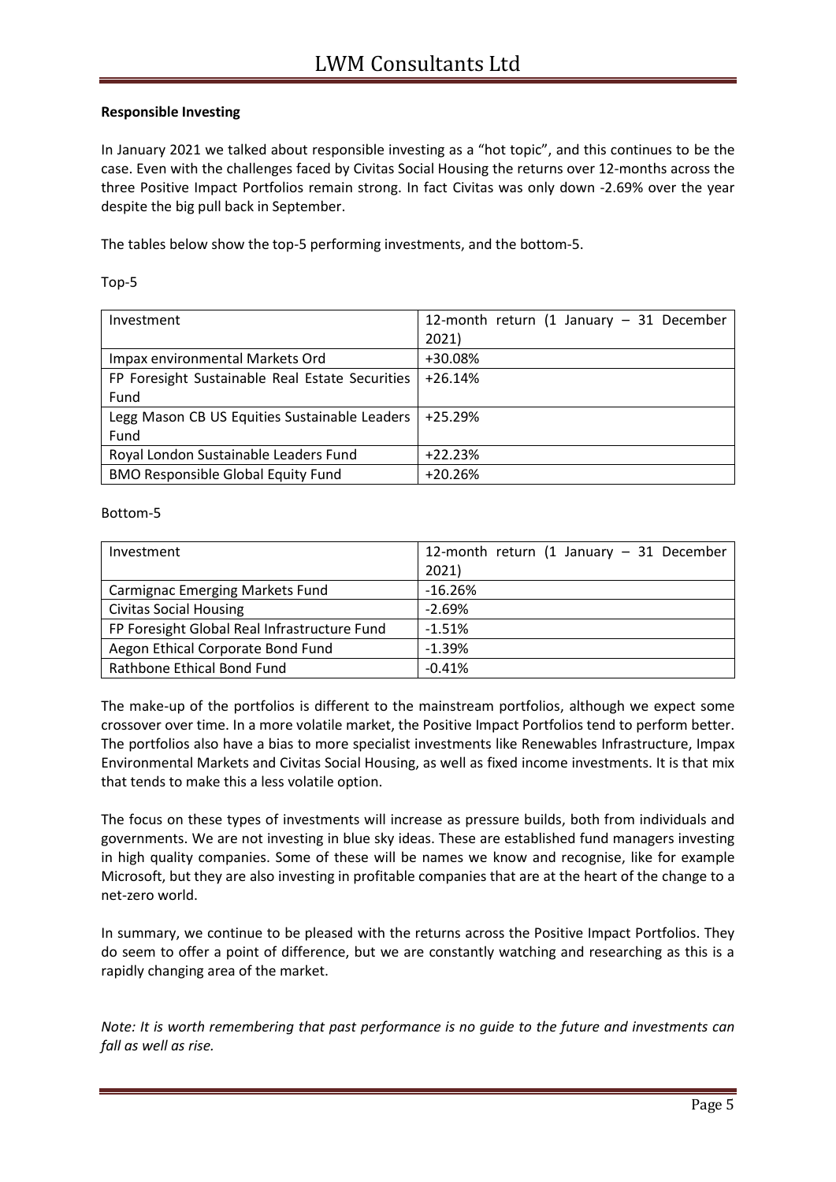**Responsible Investing**

In January 2021 we talked about responsible investing as a "hot topic", and this continues to be the case. Even with the challenges faced by Civitas Social Housing the returns over 12-months across the three Positive Impact Portfolios remain strong. In fact Civitas was only down -2.69% over the year despite the big pull back in September.

The tables below show the top-5 performing investments, and the bottom-5.

Top-5

| Investment | 12-month return (1 January – 31 December 2021) |
|---|---|
| Impax environmental Markets Ord | +30.08% |
| FP Foresight Sustainable Real Estate Securities Fund | +26.14% |
| Legg Mason CB US Equities Sustainable Leaders Fund | +25.29% |
| Royal London Sustainable Leaders Fund | +22.23% |
| BMO Responsible Global Equity Fund | +20.26% |

Bottom-5

| Investment | 12-month return (1 January – 31 December 2021) |
|---|---|
| Carmignac Emerging Markets Fund | -16.26% |
| Civitas Social Housing | -2.69% |
| FP Foresight Global Real Infrastructure Fund | -1.51% |
| Aegon Ethical Corporate Bond Fund | -1.39% |
| Rathbone Ethical Bond Fund | -0.41% |

The make-up of the portfolios is different to the mainstream portfolios, although we expect some crossover over time. In a more volatile market, the Positive Impact Portfolios tend to perform better. The portfolios also have a bias to more specialist investments like Renewables Infrastructure, Impax Environmental Markets and Civitas Social Housing, as well as fixed income investments. It is that mix that tends to make this a less volatile option.

The focus on these types of investments will increase as pressure builds, both from individuals and governments. We are not investing in blue sky ideas. These are established fund managers investing in high quality companies. Some of these will be names we know and recognise, like for example Microsoft, but they are also investing in profitable companies that are at the heart of the change to a net-zero world.

In summary, we continue to be pleased with the returns across the Positive Impact Portfolios. They do seem to offer a point of difference, but we are constantly watching and researching as this is a rapidly changing area of the market.

*Note: It is worth remembering that past performance is no guide to the future and investments can fall as well as rise.*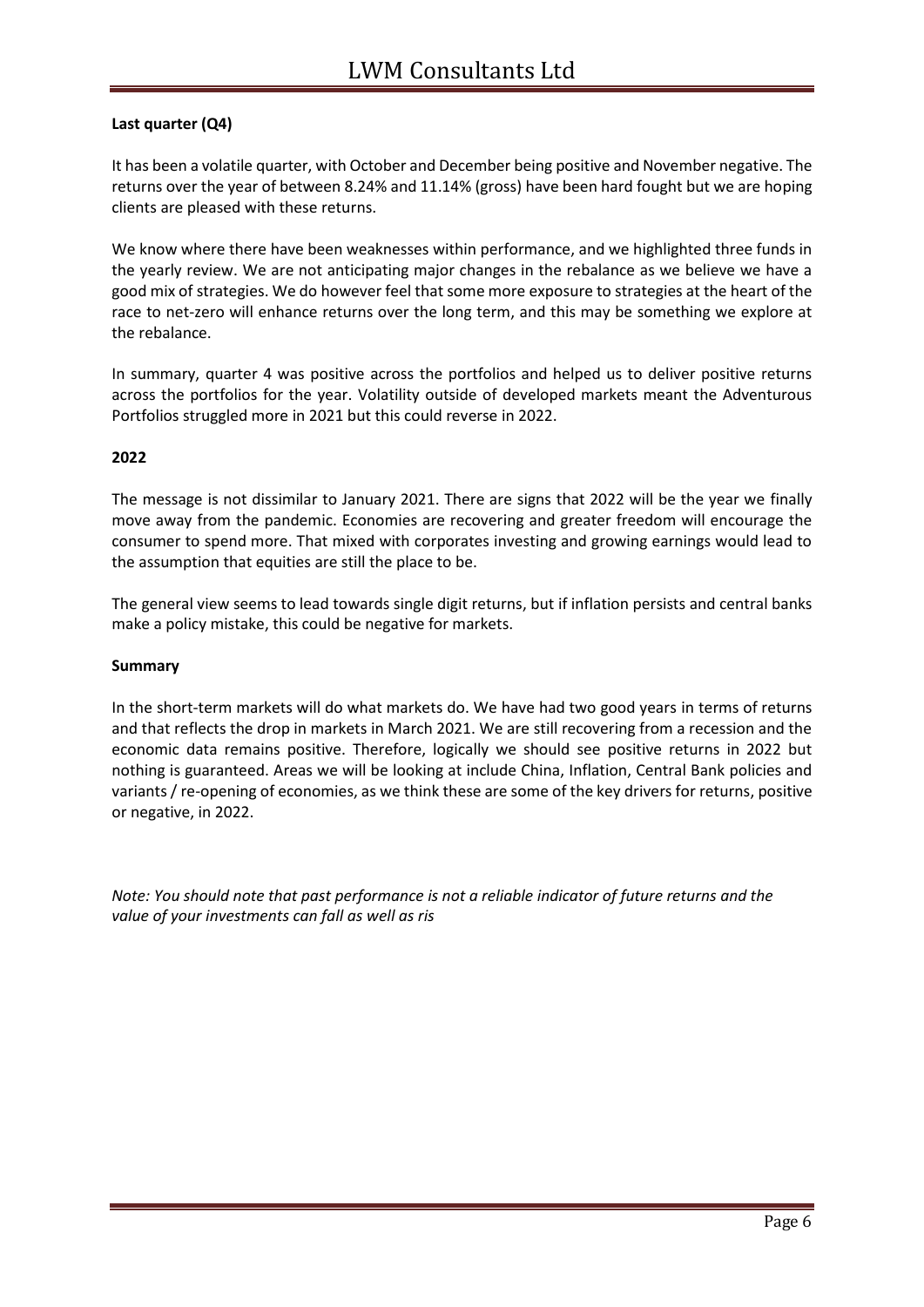**Last quarter (Q4)**

It has been a volatile quarter, with October and December being positive and November negative. The returns over the year of between 8.24% and 11.14% (gross) have been hard fought but we are hoping clients are pleased with these returns.

We know where there have been weaknesses within performance, and we highlighted three funds in the yearly review. We are not anticipating major changes in the rebalance as we believe we have a good mix of strategies. We do however feel that some more exposure to strategies at the heart of the race to net-zero will enhance returns over the long term, and this may be something we explore at the rebalance.

In summary, quarter 4 was positive across the portfolios and helped us to deliver positive returns across the portfolios for the year. Volatility outside of developed markets meant the Adventurous Portfolios struggled more in 2021 but this could reverse in 2022.

**2022**

The message is not dissimilar to January 2021. There are signs that 2022 will be the year we finally move away from the pandemic. Economies are recovering and greater freedom will encourage the consumer to spend more. That mixed with corporates investing and growing earnings would lead to the assumption that equities are still the place to be.

The general view seems to lead towards single digit returns, but if inflation persists and central banks make a policy mistake, this could be negative for markets.

**Summary**

In the short-term markets will do what markets do. We have had two good years in terms of returns and that reflects the drop in markets in March 2021. We are still recovering from a recession and the economic data remains positive. Therefore, logically we should see positive returns in 2022 but nothing is guaranteed. Areas we will be looking at include China, Inflation, Central Bank policies and variants / re-opening of economies, as we think these are some of the key drivers for returns, positive or negative, in 2022.

*Note: You should note that past performance is not a reliable indicator of future returns and the value of your investments can fall as well as ris*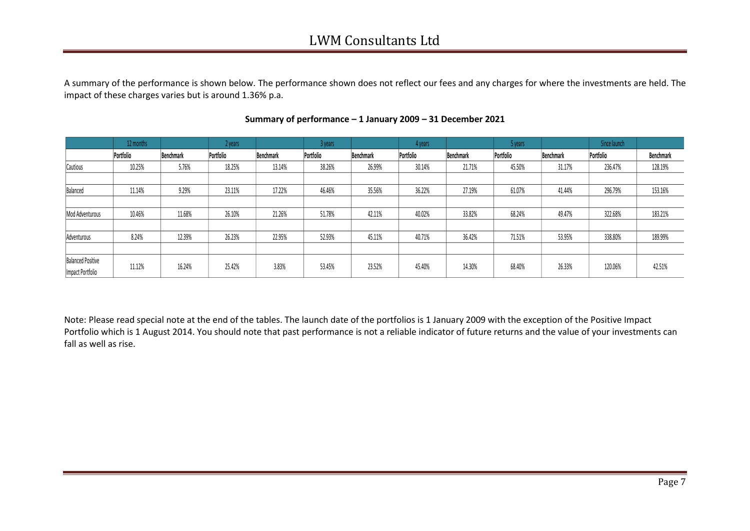A summary of the performance is shown below. The performance shown does not reflect our fees and any charges for where the investments are held. The impact of these charges varies but is around 1.36% p.a.

**Summary of performance – 1 January 2009 – 31 December 2021**

| | 12 months | | 2 years | | 3 years | | 4 years | | 5 years | | Since launch | |
|---|---|---|---|---|---|---|---|---|---|---|---|---|
| | Portfolio | Benchmark | Portfolio | Benchmark | Portfolio | Benchmark | Portfolio | Benchmark | Portfolio | Benchmark | Portfolio | Benchmark |
| Cautious | 10.25% | 5.76% | 18.25% | 13.14% | 38.26% | 26.99% | 30.14% | 21.71% | 45.50% | 31.17% | 236.47% | 128.19% |
| Balanced | 11.14% | 9.29% | 23.11% | 17.22% | 46.46% | 35.56% | 36.22% | 27.19% | 61.07% | 41.44% | 296.79% | 153.16% |
| Mod Adventurous | 10.46% | 11.68% | 26.10% | 21.26% | 51.78% | 42.11% | 40.02% | 33.82% | 68.24% | 49.47% | 322.68% | 183.21% |
| Adventurous | 8.24% | 12.39% | 26.23% | 22.95% | 52.93% | 45.11% | 40.71% | 36.42% | 71.51% | 53.95% | 338.80% | 189.99% |
| Balanced Positive Impact Portfolio | 11.12% | 16.24% | 25.42% | 3.83% | 53.45% | 23.52% | 45.40% | 14.30% | 68.40% | 26.33% | 120.06% | 42.51% |

Note: Please read special note at the end of the tables. The launch date of the portfolios is 1 January 2009 with the exception of the Positive Impact Portfolio which is 1 August 2014. You should note that past performance is not a reliable indicator of future returns and the value of your investments can fall as well as rise.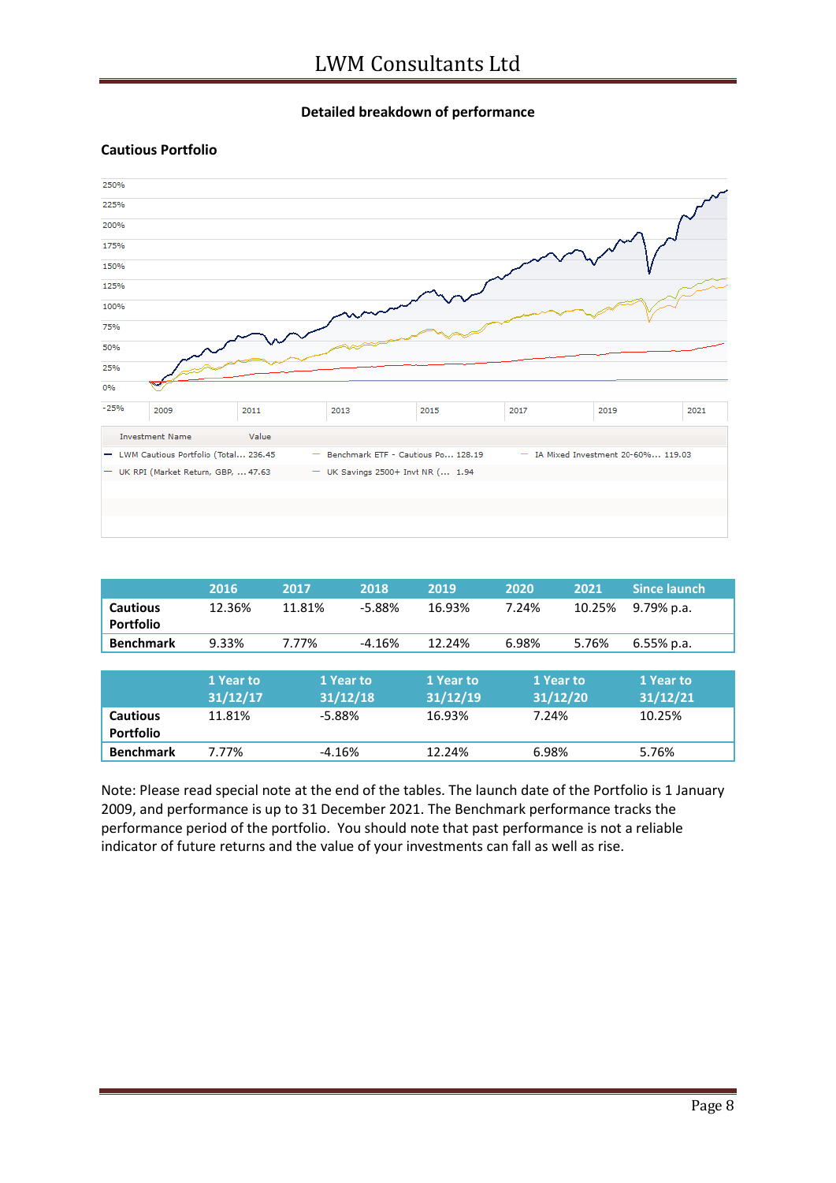## Detailed breakdown of performance

### Cautious Portfolio

| Investment Name | Value |
|---|---|
| LWM Cautious Portfolio (Total... | 236.45 |
| Benchmark ETF - Cautious Po... | 128.19 |
| IA Mixed Investment 20-60%... | 119.03 |
| UK RPI (Market Return, GBP, ... | 47.63 |
| UK Savings 2500+ Invt NR (... | 1.94 |

| | 2016 | 2017 | 2018 | 2019 | 2020 | 2021 | Since launch |
|---|---|---|---|---|---|---|---|
| **Cautious Portfolio** | 12.36% | 11.81% | -5.88% | 16.93% | 7.24% | 10.25% | 9.79% p.a. |
| **Benchmark** | 9.33% | 7.77% | -4.16% | 12.24% | 6.98% | 5.76% | 6.55% p.a. |

| | 1 Year to 31/12/17 | 1 Year to 31/12/18 | 1 Year to 31/12/19 | 1 Year to 31/12/20 | 1 Year to 31/12/21 |
|---|---|---|---|---|---|
| **Cautious Portfolio** | 11.81% | -5.88% | 16.93% | 7.24% | 10.25% |
| **Benchmark** | 7.77% | -4.16% | 12.24% | 6.98% | 5.76% |

Note: Please read special note at the end of the tables. The launch date of the Portfolio is 1 January 2009, and performance is up to 31 December 2021. The Benchmark performance tracks the performance period of the portfolio. You should note that past performance is not a reliable indicator of future returns and the value of your investments can fall as well as rise.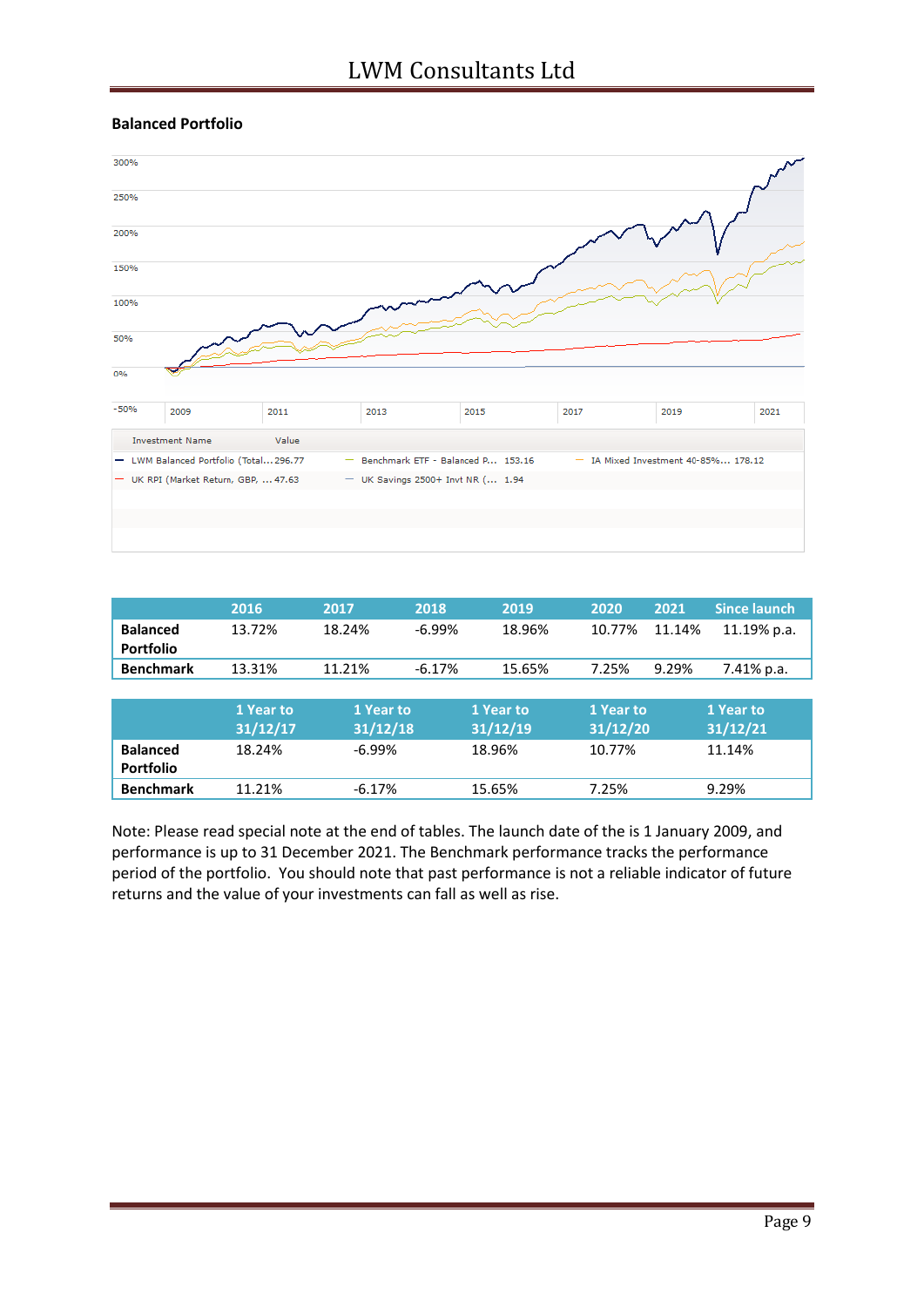## Balanced Portfolio

| Investment Name | Value |
|---|---|
| LWM Balanced Portfolio (Total... | 296.77 |
| Benchmark ETF - Balanced P... | 153.16 |
| IA Mixed Investment 40-85%... | 178.12 |
| UK RPI (Market Return, GBP, ... | 47.63 |
| UK Savings 2500+ Invt NR (... | 1.94 |

| | 2016 | 2017 | 2018 | 2019 | 2020 | 2021 | Since launch |
|---|---|---|---|---|---|---|---|
| **Balanced Portfolio** | 13.72% | 18.24% | -6.99% | 18.96% | 10.77% | 11.14% | 11.19% p.a. |
| **Benchmark** | 13.31% | 11.21% | -6.17% | 15.65% | 7.25% | 9.29% | 7.41% p.a. |

| | 1 Year to 31/12/17 | 1 Year to 31/12/18 | 1 Year to 31/12/19 | 1 Year to 31/12/20 | 1 Year to 31/12/21 |
|---|---|---|---|---|---|
| **Balanced Portfolio** | 18.24% | -6.99% | 18.96% | 10.77% | 11.14% |
| **Benchmark** | 11.21% | -6.17% | 15.65% | 7.25% | 9.29% |

Note: Please read special note at the end of tables. The launch date of the is 1 January 2009, and performance is up to 31 December 2021. The Benchmark performance tracks the performance period of the portfolio. You should note that past performance is not a reliable indicator of future returns and the value of your investments can fall as well as rise.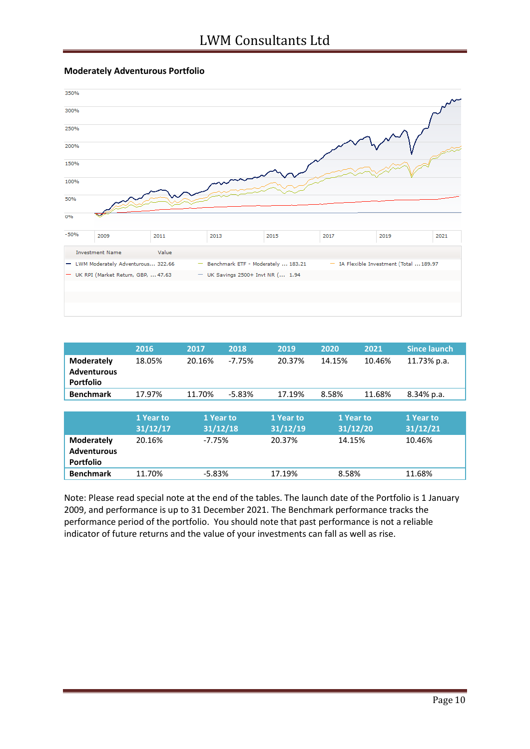### Moderately Adventurous Portfolio

| Investment Name | Value |
|---|---|
| LWM Moderately Adventurous... | 322.66 |
| Benchmark ETF - Moderately ... | 183.21 |
| IA Flexible Investment (Total ... | 189.97 |
| UK RPI (Market Return, GBP, ... | 47.63 |
| UK Savings 2500+ Invt NR (... | 1.94 |

| | 2016 | 2017 | 2018 | 2019 | 2020 | 2021 | Since launch |
|---|---|---|---|---|---|---|---|
| **Moderately Adventurous Portfolio** | 18.05% | 20.16% | -7.75% | 20.37% | 14.15% | 10.46% | 11.73% p.a. |
| **Benchmark** | 17.97% | 11.70% | -5.83% | 17.19% | 8.58% | 11.68% | 8.34% p.a. |

| | 1 Year to 31/12/17 | 1 Year to 31/12/18 | 1 Year to 31/12/19 | 1 Year to 31/12/20 | 1 Year to 31/12/21 |
|---|---|---|---|---|---|
| **Moderately Adventurous Portfolio** | 20.16% | -7.75% | 20.37% | 14.15% | 10.46% |
| **Benchmark** | 11.70% | -5.83% | 17.19% | 8.58% | 11.68% |

Note: Please read special note at the end of the tables. The launch date of the Portfolio is 1 January 2009, and performance is up to 31 December 2021. The Benchmark performance tracks the performance period of the portfolio. You should note that past performance is not a reliable indicator of future returns and the value of your investments can fall as well as rise.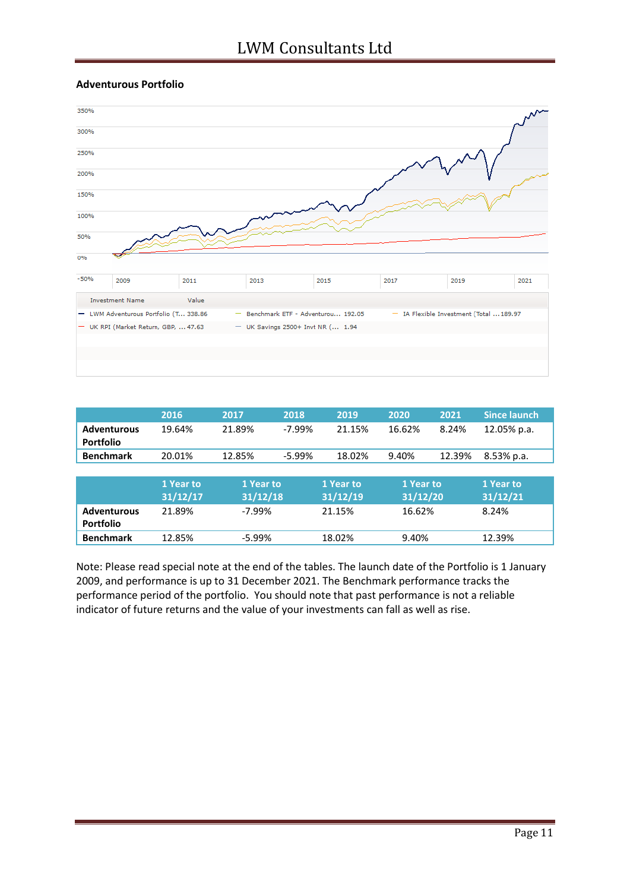### Adventurous Portfolio

| Investment Name | Value |
|---|---|
| LWM Adventurous Portfolio (T... | 338.86 |
| Benchmark ETF - Adventurou... | 192.05 |
| IA Flexible Investment (Total ... | 189.97 |
| UK RPI (Market Return, GBP, ... | 47.63 |
| UK Savings 2500+ Invt NR (... | 1.94 |

| | 2016 | 2017 | 2018 | 2019 | 2020 | 2021 | Since launch |
|---|---|---|---|---|---|---|---|
| **Adventurous Portfolio** | 19.64% | 21.89% | -7.99% | 21.15% | 16.62% | 8.24% | 12.05% p.a. |
| **Benchmark** | 20.01% | 12.85% | -5.99% | 18.02% | 9.40% | 12.39% | 8.53% p.a. |

| | 1 Year to 31/12/17 | 1 Year to 31/12/18 | 1 Year to 31/12/19 | 1 Year to 31/12/20 | 1 Year to 31/12/21 |
|---|---|---|---|---|---|
| **Adventurous Portfolio** | 21.89% | -7.99% | 21.15% | 16.62% | 8.24% |
| **Benchmark** | 12.85% | -5.99% | 18.02% | 9.40% | 12.39% |

Note: Please read special note at the end of the tables. The launch date of the Portfolio is 1 January 2009, and performance is up to 31 December 2021. The Benchmark performance tracks the performance period of the portfolio. You should note that past performance is not a reliable indicator of future returns and the value of your investments can fall as well as rise.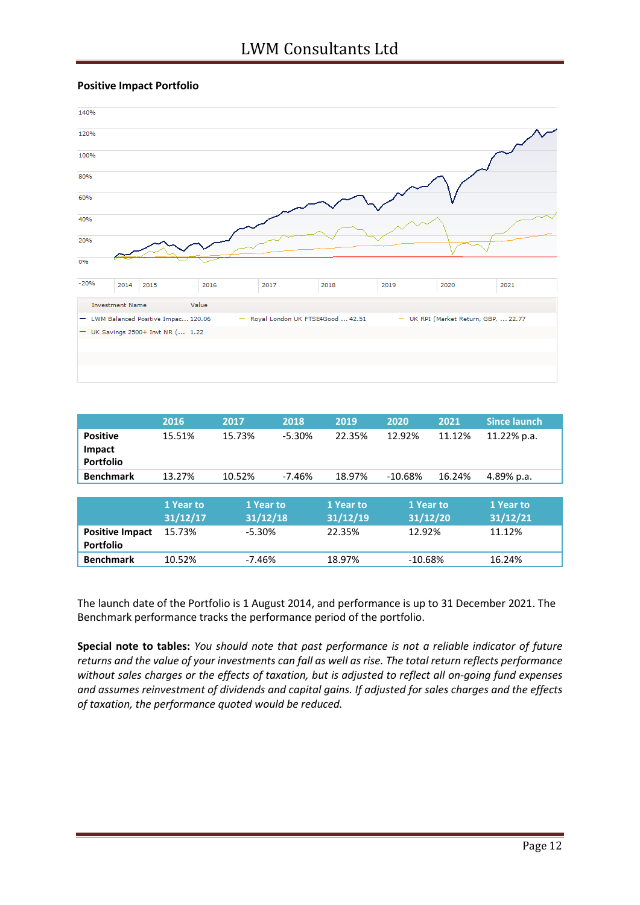**Positive Impact Portfolio**

| Investment Name | Value |
|---|---|
| LWM Balanced Positive Impac... | 120.06 |
| Royal London UK FTSE4Good ... | 42.51 |
| UK RPI (Market Return, GBP, ... | 22.77 |
| UK Savings 2500+ Invt NR (... | 1.22 |

| | 2016 | 2017 | 2018 | 2019 | 2020 | 2021 | Since launch |
|---|---|---|---|---|---|---|---|
| **Positive Impact Portfolio** | 15.51% | 15.73% | -5.30% | 22.35% | 12.92% | 11.12% | 11.22% p.a. |
| **Benchmark** | 13.27% | 10.52% | -7.46% | 18.97% | -10.68% | 16.24% | 4.89% p.a. |

| | 1 Year to 31/12/17 | 1 Year to 31/12/18 | 1 Year to 31/12/19 | 1 Year to 31/12/20 | 1 Year to 31/12/21 |
|---|---|---|---|---|---|
| **Positive Impact Portfolio** | 15.73% | -5.30% | 22.35% | 12.92% | 11.12% |
| **Benchmark** | 10.52% | -7.46% | 18.97% | -10.68% | 16.24% |

The launch date of the Portfolio is 1 August 2014, and performance is up to 31 December 2021. The Benchmark performance tracks the performance period of the portfolio.

**Special note to tables:** *You should note that past performance is not a reliable indicator of future returns and the value of your investments can fall as well as rise. The total return reflects performance without sales charges or the effects of taxation, but is adjusted to reflect all on-going fund expenses and assumes reinvestment of dividends and capital gains. If adjusted for sales charges and the effects of taxation, the performance quoted would be reduced.*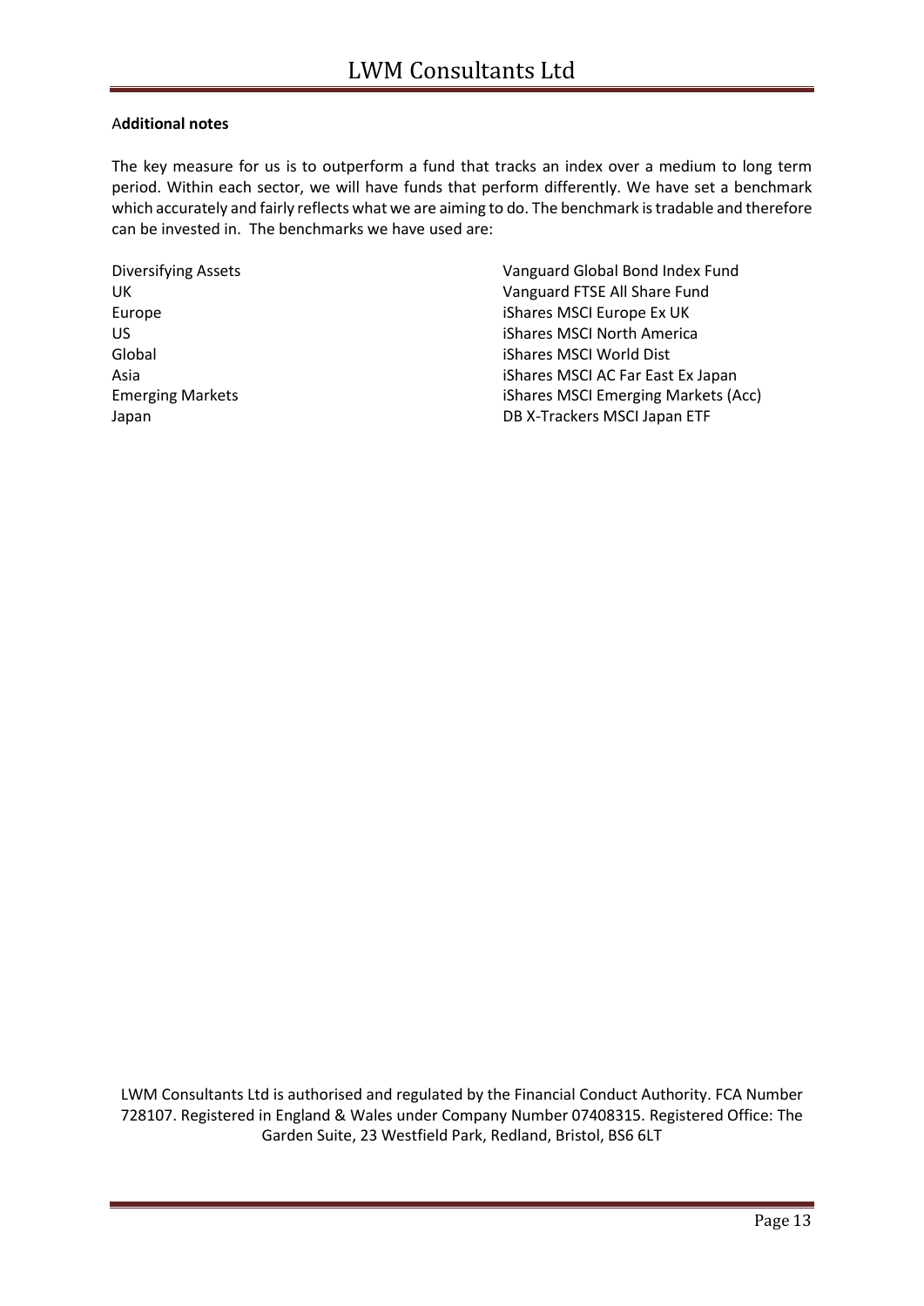**Additional notes**

The key measure for us is to outperform a fund that tracks an index over a medium to long term period. Within each sector, we will have funds that perform differently. We have set a benchmark which accurately and fairly reflects what we are aiming to do. The benchmark is tradable and therefore can be invested in. The benchmarks we have used are:

| | |
|---|---|
| Diversifying Assets | Vanguard Global Bond Index Fund |
| UK | Vanguard FTSE All Share Fund |
| Europe | iShares MSCI Europe Ex UK |
| US | iShares MSCI North America |
| Global | iShares MSCI World Dist |
| Asia | iShares MSCI AC Far East Ex Japan |
| Emerging Markets | iShares MSCI Emerging Markets (Acc) |
| Japan | DB X-Trackers MSCI Japan ETF |